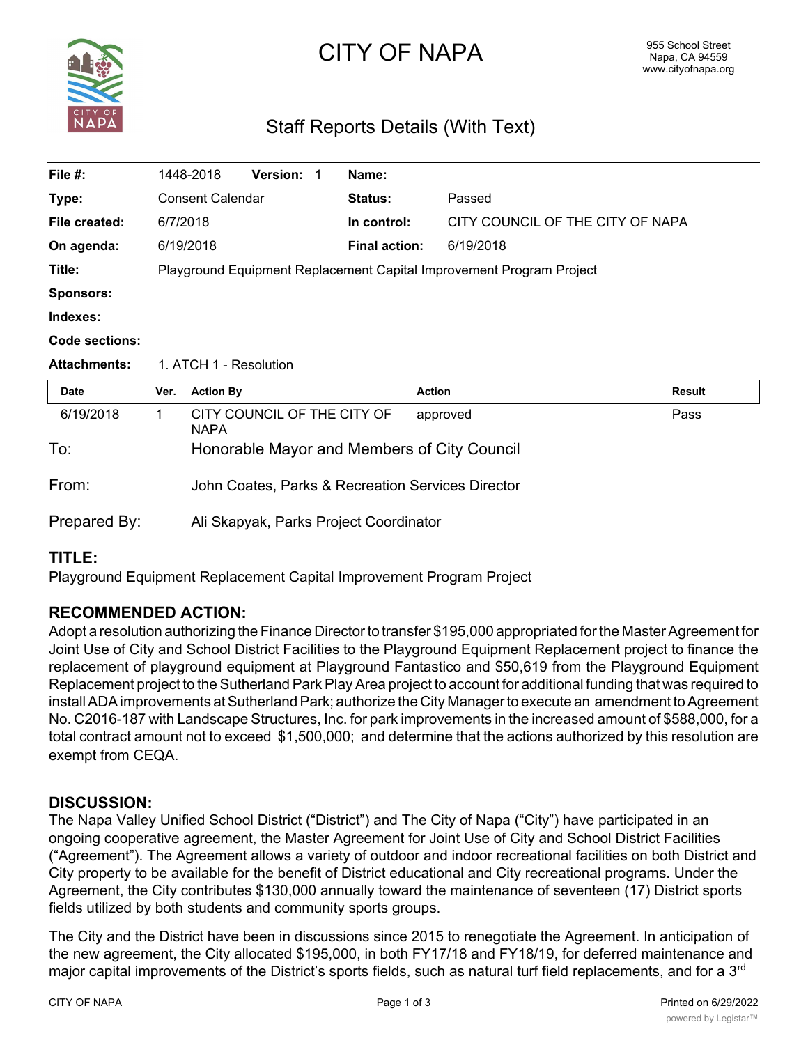# CITY OF NAPA

955 School Street
Napa, CA 94559
www.cityofnapa.org

## Staff Reports Details (With Text)

| | | | | | |
|---|---|---|---|---|---|
| **File #:** | 1448-2018 | **Version:** 1 | **Name:** | | |
| **Type:** | Consent Calendar | | **Status:** | Passed | |
| **File created:** | 6/7/2018 | | **In control:** | CITY COUNCIL OF THE CITY OF NAPA | |
| **On agenda:** | 6/19/2018 | | **Final action:** | 6/19/2018 | |
| **Title:** | Playground Equipment Replacement Capital Improvement Program Project | | | | |
| **Sponsors:** | | | | | |
| **Indexes:** | | | | | |
| **Code sections:** | | | | | |
| **Attachments:** | 1. ATCH 1 - Resolution | | | | |

| Date | Ver. | Action By | Action | Result |
|---|---|---|---|---|
| 6/19/2018 | 1 | CITY COUNCIL OF THE CITY OF NAPA | approved | Pass |

To: Honorable Mayor and Members of City Council

From: John Coates, Parks & Recreation Services Director

Prepared By: Ali Skapyak, Parks Project Coordinator

## TITLE:

Playground Equipment Replacement Capital Improvement Program Project

## RECOMMENDED ACTION:

Adopt a resolution authorizing the Finance Director to transfer $195,000 appropriated for the Master Agreement for Joint Use of City and School District Facilities to the Playground Equipment Replacement project to finance the replacement of playground equipment at Playground Fantastico and $50,619 from the Playground Equipment Replacement project to the Sutherland Park Play Area project to account for additional funding that was required to install ADA improvements at Sutherland Park; authorize the City Manager to execute an amendment to Agreement No. C2016-187 with Landscape Structures, Inc. for park improvements in the increased amount of $588,000, for a total contract amount not to exceed $1,500,000; and determine that the actions authorized by this resolution are exempt from CEQA.

## DISCUSSION:

The Napa Valley Unified School District ("District") and The City of Napa ("City") have participated in an ongoing cooperative agreement, the Master Agreement for Joint Use of City and School District Facilities ("Agreement"). The Agreement allows a variety of outdoor and indoor recreational facilities on both District and City property to be available for the benefit of District educational and City recreational programs. Under the Agreement, the City contributes $130,000 annually toward the maintenance of seventeen (17) District sports fields utilized by both students and community sports groups.

The City and the District have been in discussions since 2015 to renegotiate the Agreement. In anticipation of the new agreement, the City allocated $195,000, in both FY17/18 and FY18/19, for deferred maintenance and major capital improvements of the District's sports fields, such as natural turf field replacements, and for a 3rd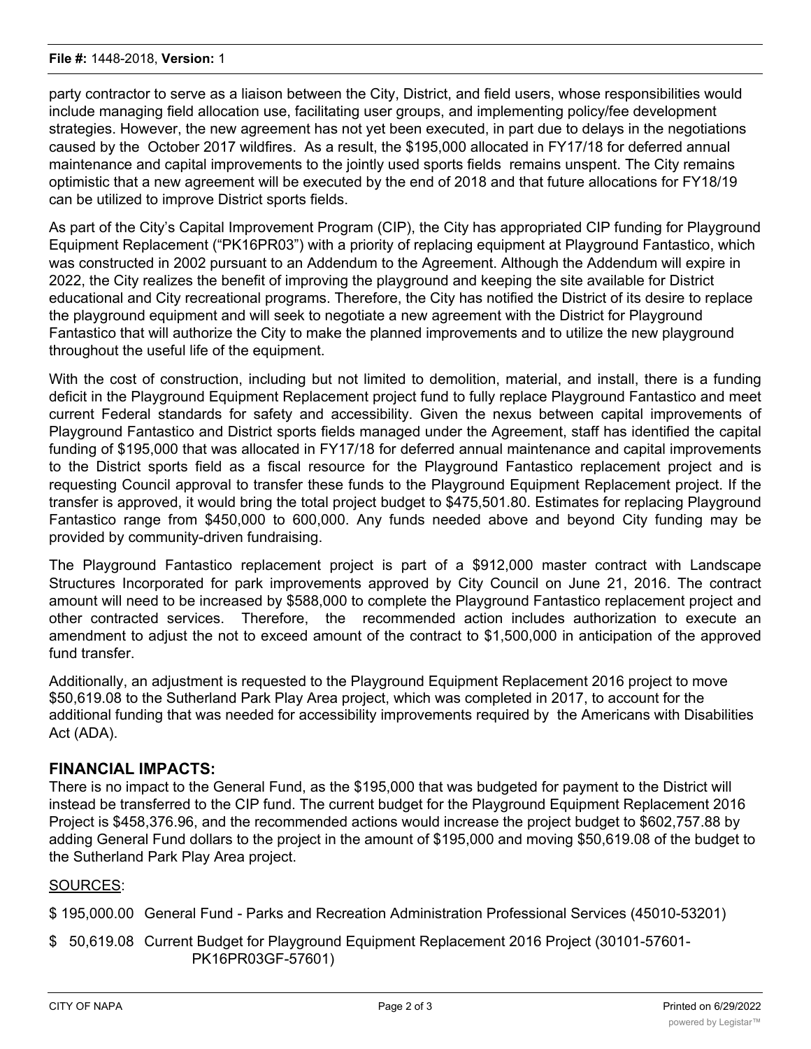party contractor to serve as a liaison between the City, District, and field users, whose responsibilities would include managing field allocation use, facilitating user groups, and implementing policy/fee development strategies. However, the new agreement has not yet been executed, in part due to delays in the negotiations caused by the October 2017 wildfires. As a result, the $195,000 allocated in FY17/18 for deferred annual maintenance and capital improvements to the jointly used sports fields remains unspent. The City remains optimistic that a new agreement will be executed by the end of 2018 and that future allocations for FY18/19 can be utilized to improve District sports fields.

As part of the City's Capital Improvement Program (CIP), the City has appropriated CIP funding for Playground Equipment Replacement ("PK16PR03") with a priority of replacing equipment at Playground Fantastico, which was constructed in 2002 pursuant to an Addendum to the Agreement. Although the Addendum will expire in 2022, the City realizes the benefit of improving the playground and keeping the site available for District educational and City recreational programs. Therefore, the City has notified the District of its desire to replace the playground equipment and will seek to negotiate a new agreement with the District for Playground Fantastico that will authorize the City to make the planned improvements and to utilize the new playground throughout the useful life of the equipment.

With the cost of construction, including but not limited to demolition, material, and install, there is a funding deficit in the Playground Equipment Replacement project fund to fully replace Playground Fantastico and meet current Federal standards for safety and accessibility. Given the nexus between capital improvements of Playground Fantastico and District sports fields managed under the Agreement, staff has identified the capital funding of $195,000 that was allocated in FY17/18 for deferred annual maintenance and capital improvements to the District sports field as a fiscal resource for the Playground Fantastico replacement project and is requesting Council approval to transfer these funds to the Playground Equipment Replacement project. If the transfer is approved, it would bring the total project budget to $475,501.80. Estimates for replacing Playground Fantastico range from $450,000 to 600,000. Any funds needed above and beyond City funding may be provided by community-driven fundraising.

The Playground Fantastico replacement project is part of a $912,000 master contract with Landscape Structures Incorporated for park improvements approved by City Council on June 21, 2016. The contract amount will need to be increased by $588,000 to complete the Playground Fantastico replacement project and other contracted services. Therefore, the recommended action includes authorization to execute an amendment to adjust the not to exceed amount of the contract to $1,500,000 in anticipation of the approved fund transfer.

Additionally, an adjustment is requested to the Playground Equipment Replacement 2016 project to move $50,619.08 to the Sutherland Park Play Area project, which was completed in 2017, to account for the additional funding that was needed for accessibility improvements required by the Americans with Disabilities Act (ADA).

## FINANCIAL IMPACTS:

There is no impact to the General Fund, as the $195,000 that was budgeted for payment to the District will instead be transferred to the CIP fund. The current budget for the Playground Equipment Replacement 2016 Project is $458,376.96, and the recommended actions would increase the project budget to $602,757.88 by adding General Fund dollars to the project in the amount of $195,000 and moving $50,619.08 of the budget to the Sutherland Park Play Area project.

SOURCES:

$ 195,000.00 General Fund - Parks and Recreation Administration Professional Services (45010-53201)

$ 50,619.08 Current Budget for Playground Equipment Replacement 2016 Project (30101-57601-PK16PR03GF-57601)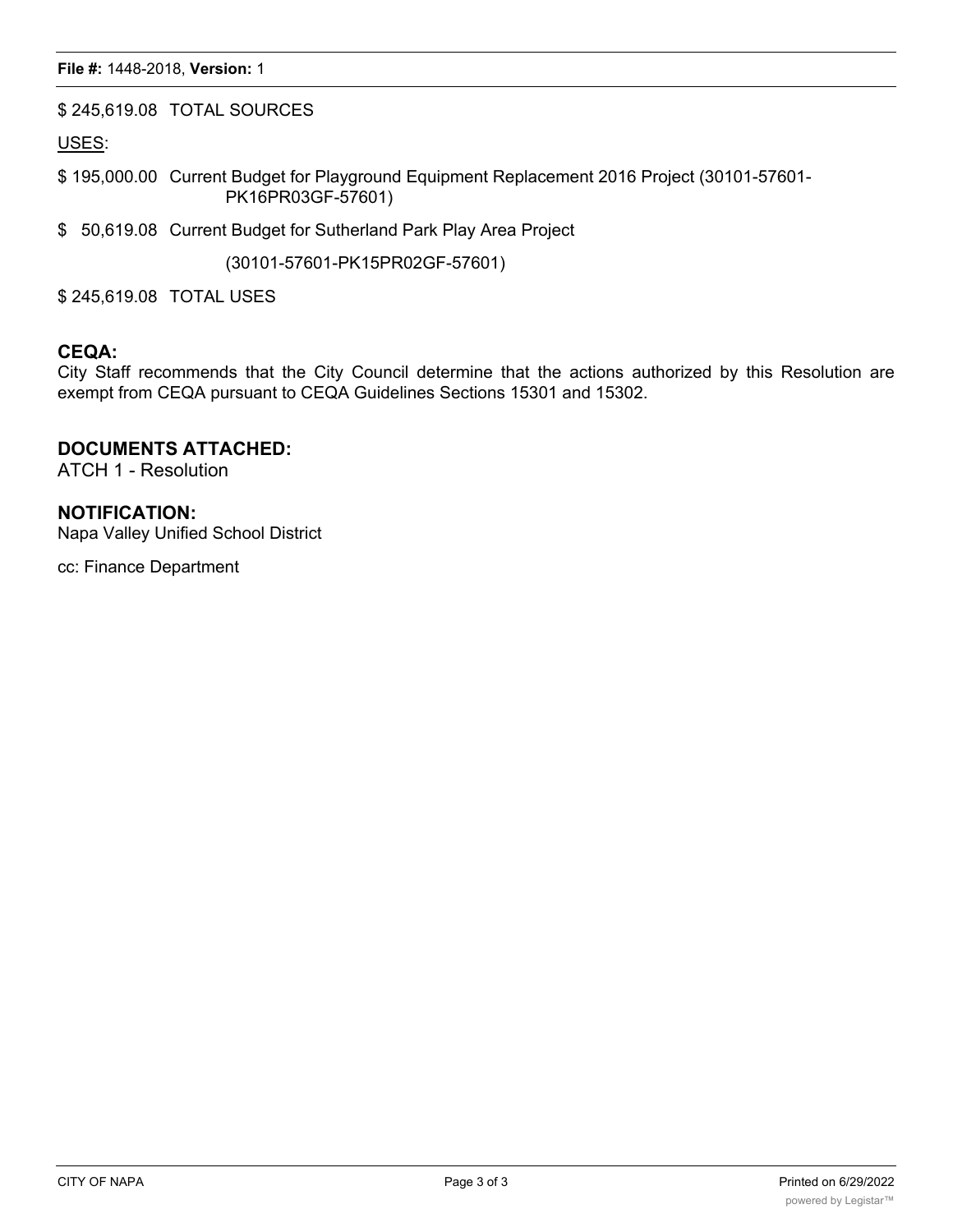$ 245,619.08 TOTAL SOURCES

USES:

$ 195,000.00 Current Budget for Playground Equipment Replacement 2016 Project (30101-57601-PK16PR03GF-57601)

$ 50,619.08 Current Budget for Sutherland Park Play Area Project

(30101-57601-PK15PR02GF-57601)

$ 245,619.08 TOTAL USES

## CEQA:

City Staff recommends that the City Council determine that the actions authorized by this Resolution are exempt from CEQA pursuant to CEQA Guidelines Sections 15301 and 15302.

## DOCUMENTS ATTACHED:

ATCH 1 - Resolution

## NOTIFICATION:

Napa Valley Unified School District

cc: Finance Department